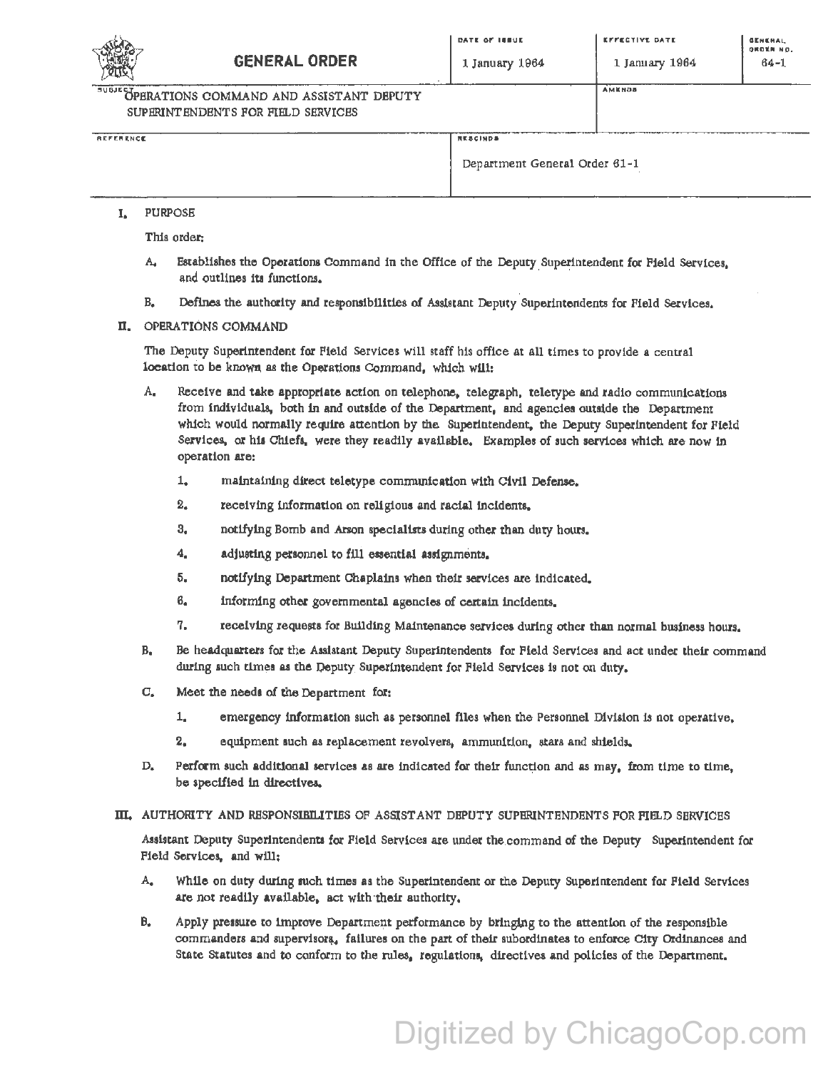# GENERAL ORDER

| DATE OF ISSUE | EFFECTIVE DATE | GENERAL ORDER NO. |
|---|---|---|
| 1 January 1964 | 1 January 1964 | 64-1 |

| SUBJECT | AMENDS |
|---|---|
| OPERATIONS COMMAND AND ASSISTANT DEPUTY SUPERINTENDENTS FOR FIELD SERVICES | |

| REFERENCE | RESCINDS |
|---|---|
| | Department General Order 61-1 |

## I. PURPOSE

This order:

A. Establishes the Operations Command in the Office of the Deputy Superintendent for Field Services, and outlines its functions.

B. Defines the authority and responsibilities of Assistant Deputy Superintendents for Field Services.

## II. OPERATIONS COMMAND

The Deputy Superintendent for Field Services will staff his office at all times to provide a central location to be known as the Operations Command, which will:

A. Receive and take appropriate action on telephone, telegraph, teletype and radio communications from individuals, both in and outside of the Department, and agencies outside the Department which would normally require attention by the Superintendent, the Deputy Superintendent for Field Services, or his Chiefs, were they readily available. Examples of such services which are now in operation are:

1. maintaining direct teletype communication with Civil Defense.
2. receiving information on religious and racial incidents.
3. notifying Bomb and Arson specialists during other than duty hours.
4. adjusting personnel to fill essential assignments.
5. notifying Department Chaplains when their services are indicated.
6. informing other governmental agencies of certain incidents.
7. receiving requests for Building Maintenance services during other than normal business hours.

B. Be headquarters for the Assistant Deputy Superintendents for Field Services and act under their command during such times as the Deputy Superintendent for Field Services is not on duty.

C. Meet the needs of the Department for:

1. emergency information such as personnel files when the Personnel Division is not operative.
2. equipment such as replacement revolvers, ammunition, stars and shields.

D. Perform such additional services as are indicated for their function and as may, from time to time, be specified in directives.

## III. AUTHORITY AND RESPONSIBILITIES OF ASSISTANT DEPUTY SUPERINTENDENTS FOR FIELD SERVICES

Assistant Deputy Superintendents for Field Services are under the command of the Deputy Superintendent for Field Services, and will:

A. While on duty during such times as the Superintendent or the Deputy Superintendent for Field Services are not readily available, act with their authority.

B. Apply pressure to improve Department performance by bringing to the attention of the responsible commanders and supervisors, failures on the part of their subordinates to enforce City Ordinances and State Statutes and to conform to the rules, regulations, directives and policies of the Department.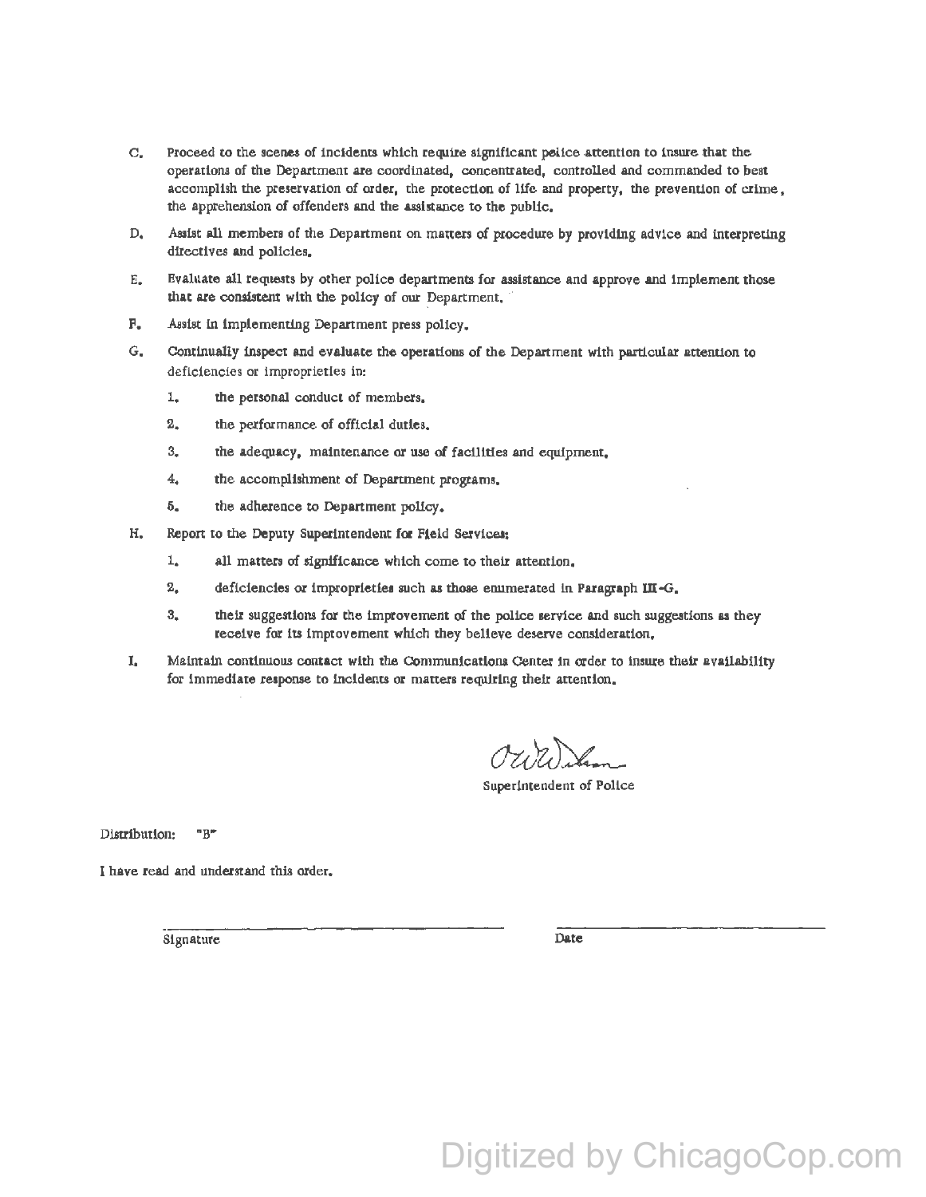C. Proceed to the scenes of incidents which require significant police attention to insure that the operations of the Department are coordinated, concentrated, controlled and commanded to best accomplish the preservation of order, the protection of life and property, the prevention of crime, the apprehension of offenders and the assistance to the public.

D. Assist all members of the Department on matters of procedure by providing advice and interpreting directives and policies.

E. Evaluate all requests by other police departments for assistance and approve and implement those that are consistent with the policy of our Department.

F. Assist in implementing Department press policy.

G. Continually inspect and evaluate the operations of the Department with particular attention to deficiencies or improprieties in:

   1. the personal conduct of members.

   2. the performance of official duties.

   3. the adequacy, maintenance or use of facilities and equipment.

   4. the accomplishment of Department programs.

   5. the adherence to Department policy.

H. Report to the Deputy Superintendent for Field Services:

   1. all matters of significance which come to their attention.

   2. deficiencies or improprieties such as those enumerated in Paragraph III-G.

   3. their suggestions for the improvement of the police service and such suggestions as they receive for its improvement which they believe deserve consideration.

I. Maintain continuous contact with the Communications Center in order to insure their availability for immediate response to incidents or matters requiring their attention.

O.W. Wilson
Superintendent of Police

Distribution: "B"

I have read and understand this order.

\_\_\_\_\_\_\_\_\_\_\_\_\_\_\_\_\_\_\_\_\_\_\_\_\_\_\_\_ Signature

\_\_\_\_\_\_\_\_\_\_\_\_\_\_\_\_\_\_\_\_\_\_\_\_\_\_\_\_ Date

Digitized by ChicagoCop.com